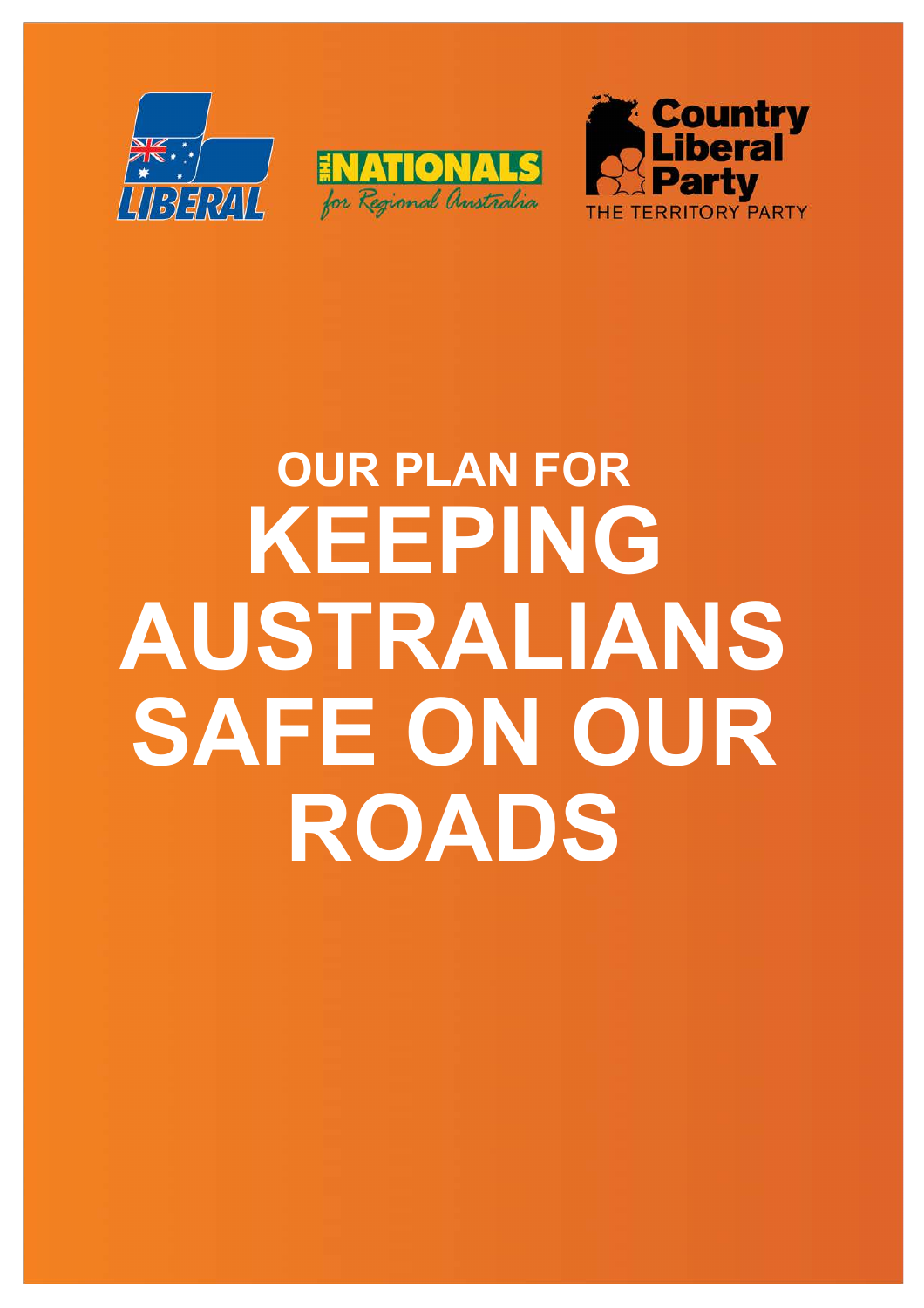LIBERAL

THE NATIONALS for Regional Australia

Country Liberal Party
THE TERRITORY PARTY

# OUR PLAN FOR KEEPING AUSTRALIANS SAFE ON OUR ROADS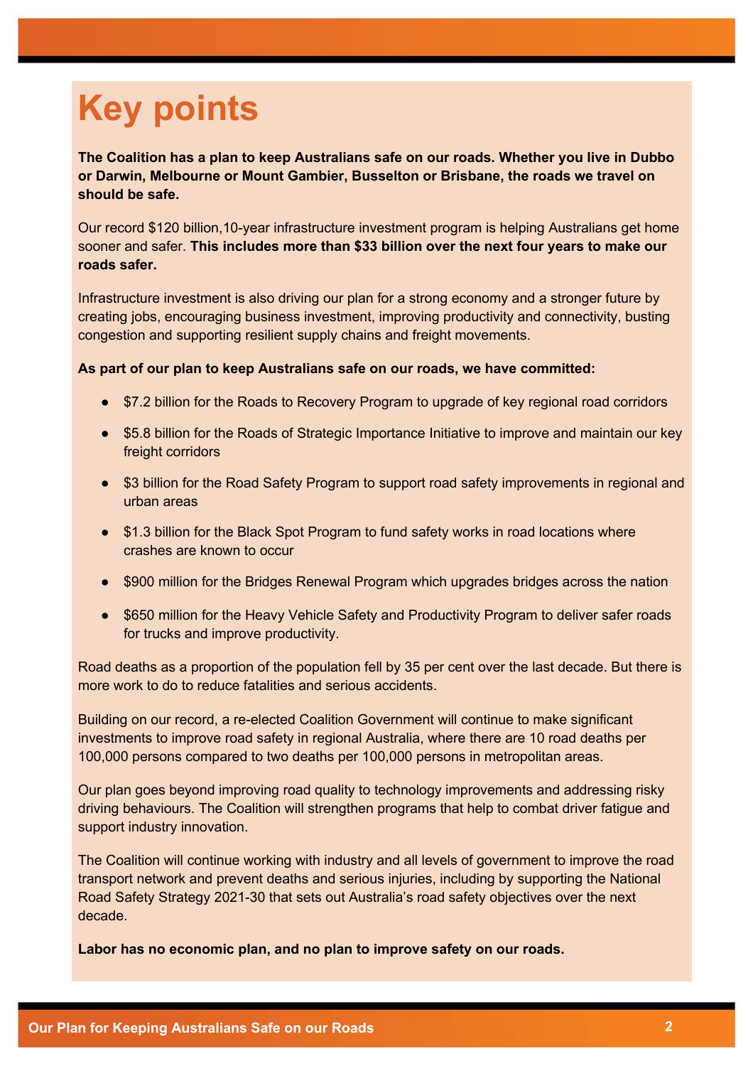# Key points

**The Coalition has a plan to keep Australians safe on our roads. Whether you live in Dubbo or Darwin, Melbourne or Mount Gambier, Busselton or Brisbane, the roads we travel on should be safe.**

Our record $120 billion,10-year infrastructure investment program is helping Australians get home sooner and safer. **This includes more than $33 billion over the next four years to make our roads safer.**

Infrastructure investment is also driving our plan for a strong economy and a stronger future by creating jobs, encouraging business investment, improving productivity and connectivity, busting congestion and supporting resilient supply chains and freight movements.

**As part of our plan to keep Australians safe on our roads, we have committed:**

- $7.2 billion for the Roads to Recovery Program to upgrade of key regional road corridors
- $5.8 billion for the Roads of Strategic Importance Initiative to improve and maintain our key freight corridors
- $3 billion for the Road Safety Program to support road safety improvements in regional and urban areas
- $1.3 billion for the Black Spot Program to fund safety works in road locations where crashes are known to occur
- $900 million for the Bridges Renewal Program which upgrades bridges across the nation
- $650 million for the Heavy Vehicle Safety and Productivity Program to deliver safer roads for trucks and improve productivity.

Road deaths as a proportion of the population fell by 35 per cent over the last decade. But there is more work to do to reduce fatalities and serious accidents.

Building on our record, a re-elected Coalition Government will continue to make significant investments to improve road safety in regional Australia, where there are 10 road deaths per 100,000 persons compared to two deaths per 100,000 persons in metropolitan areas.

Our plan goes beyond improving road quality to technology improvements and addressing risky driving behaviours. The Coalition will strengthen programs that help to combat driver fatigue and support industry innovation.

The Coalition will continue working with industry and all levels of government to improve the road transport network and prevent deaths and serious injuries, including by supporting the National Road Safety Strategy 2021-30 that sets out Australia's road safety objectives over the next decade.

**Labor has no economic plan, and no plan to improve safety on our roads.**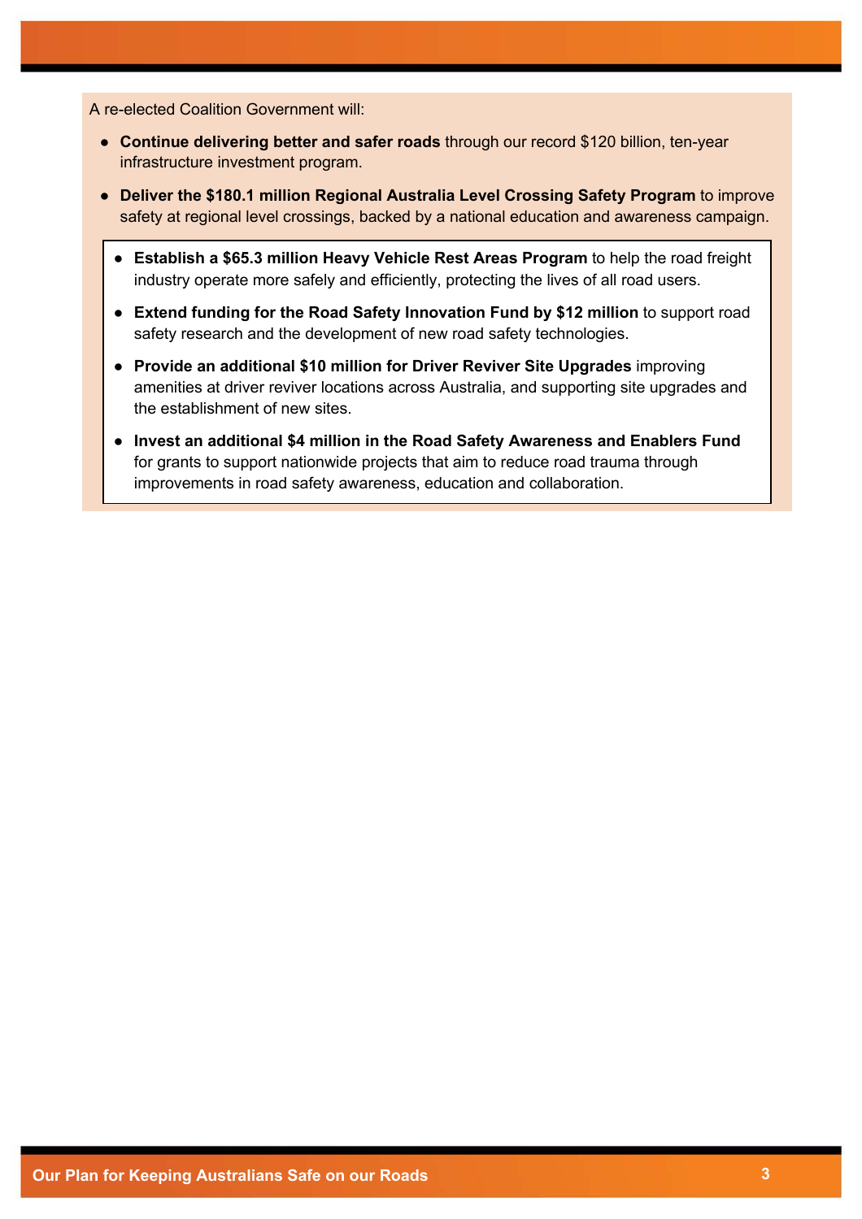A re-elected Coalition Government will:

- **Continue delivering better and safer roads** through our record $120 billion, ten-year infrastructure investment program.
- **Deliver the $180.1 million Regional Australia Level Crossing Safety Program** to improve safety at regional level crossings, backed by a national education and awareness campaign.
- **Establish a $65.3 million Heavy Vehicle Rest Areas Program** to help the road freight industry operate more safely and efficiently, protecting the lives of all road users.
- **Extend funding for the Road Safety Innovation Fund by $12 million** to support road safety research and the development of new road safety technologies.
- **Provide an additional $10 million for Driver Reviver Site Upgrades** improving amenities at driver reviver locations across Australia, and supporting site upgrades and the establishment of new sites.
- **Invest an additional $4 million in the Road Safety Awareness and Enablers Fund** for grants to support nationwide projects that aim to reduce road trauma through improvements in road safety awareness, education and collaboration.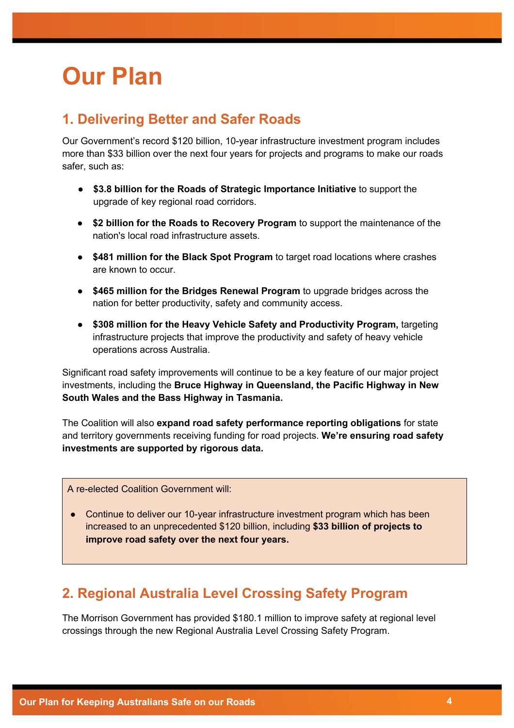# Our Plan

## 1. Delivering Better and Safer Roads

Our Government's record $120 billion, 10-year infrastructure investment program includes more than $33 billion over the next four years for projects and programs to make our roads safer, such as:

- **$3.8 billion for the Roads of Strategic Importance Initiative** to support the upgrade of key regional road corridors.
- **$2 billion for the Roads to Recovery Program** to support the maintenance of the nation's local road infrastructure assets.
- **$481 million for the Black Spot Program** to target road locations where crashes are known to occur.
- **$465 million for the Bridges Renewal Program** to upgrade bridges across the nation for better productivity, safety and community access.
- **$308 million for the Heavy Vehicle Safety and Productivity Program,** targeting infrastructure projects that improve the productivity and safety of heavy vehicle operations across Australia.

Significant road safety improvements will continue to be a key feature of our major project investments, including the **Bruce Highway in Queensland, the Pacific Highway in New South Wales and the Bass Highway in Tasmania.**

The Coalition will also **expand road safety performance reporting obligations** for state and territory governments receiving funding for road projects. **We're ensuring road safety investments are supported by rigorous data.**

> A re-elected Coalition Government will:
>
> - Continue to deliver our 10-year infrastructure investment program which has been increased to an unprecedented $120 billion, including **$33 billion of projects to improve road safety over the next four years.**

## 2. Regional Australia Level Crossing Safety Program

The Morrison Government has provided $180.1 million to improve safety at regional level crossings through the new Regional Australia Level Crossing Safety Program.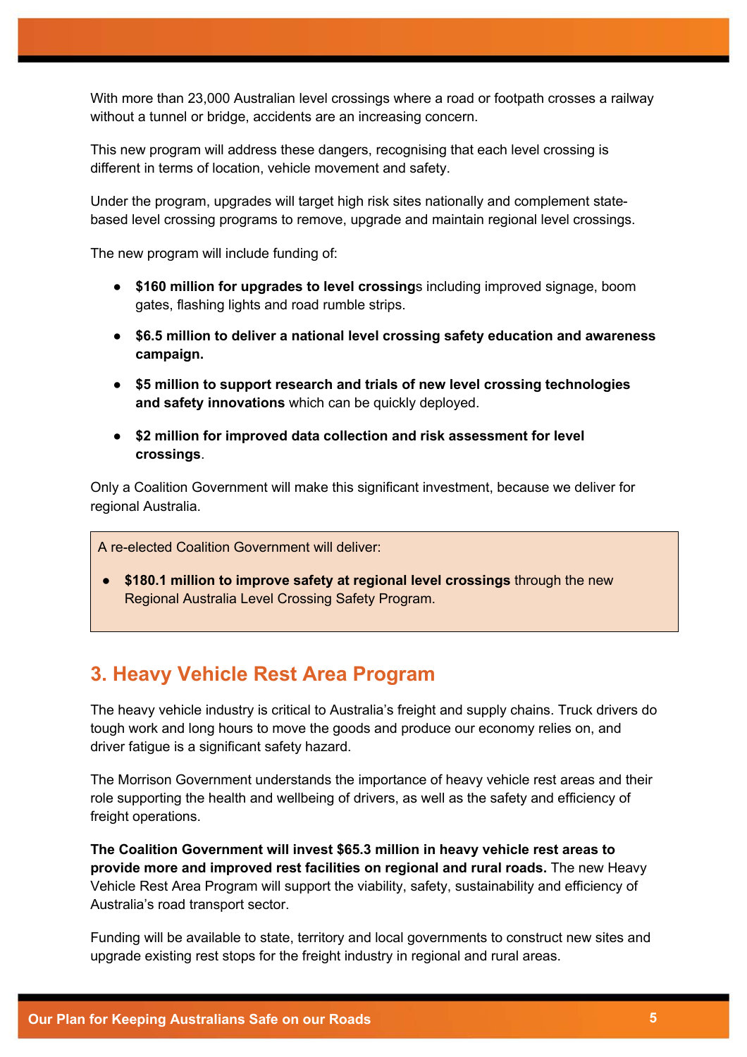With more than 23,000 Australian level crossings where a road or footpath crosses a railway without a tunnel or bridge, accidents are an increasing concern.

This new program will address these dangers, recognising that each level crossing is different in terms of location, vehicle movement and safety.

Under the program, upgrades will target high risk sites nationally and complement state-based level crossing programs to remove, upgrade and maintain regional level crossings.

The new program will include funding of:

- **$160 million for upgrades to level crossing**s including improved signage, boom gates, flashing lights and road rumble strips.
- **$6.5 million to deliver a national level crossing safety education and awareness campaign.**
- **$5 million to support research and trials of new level crossing technologies and safety innovations** which can be quickly deployed.
- **$2 million for improved data collection and risk assessment for level crossings**.

Only a Coalition Government will make this significant investment, because we deliver for regional Australia.

> A re-elected Coalition Government will deliver:
>
> - **$180.1 million to improve safety at regional level crossings** through the new Regional Australia Level Crossing Safety Program.

## 3. Heavy Vehicle Rest Area Program

The heavy vehicle industry is critical to Australia's freight and supply chains. Truck drivers do tough work and long hours to move the goods and produce our economy relies on, and driver fatigue is a significant safety hazard.

The Morrison Government understands the importance of heavy vehicle rest areas and their role supporting the health and wellbeing of drivers, as well as the safety and efficiency of freight operations.

**The Coalition Government will invest $65.3 million in heavy vehicle rest areas to provide more and improved rest facilities on regional and rural roads.** The new Heavy Vehicle Rest Area Program will support the viability, safety, sustainability and efficiency of Australia's road transport sector.

Funding will be available to state, territory and local governments to construct new sites and upgrade existing rest stops for the freight industry in regional and rural areas.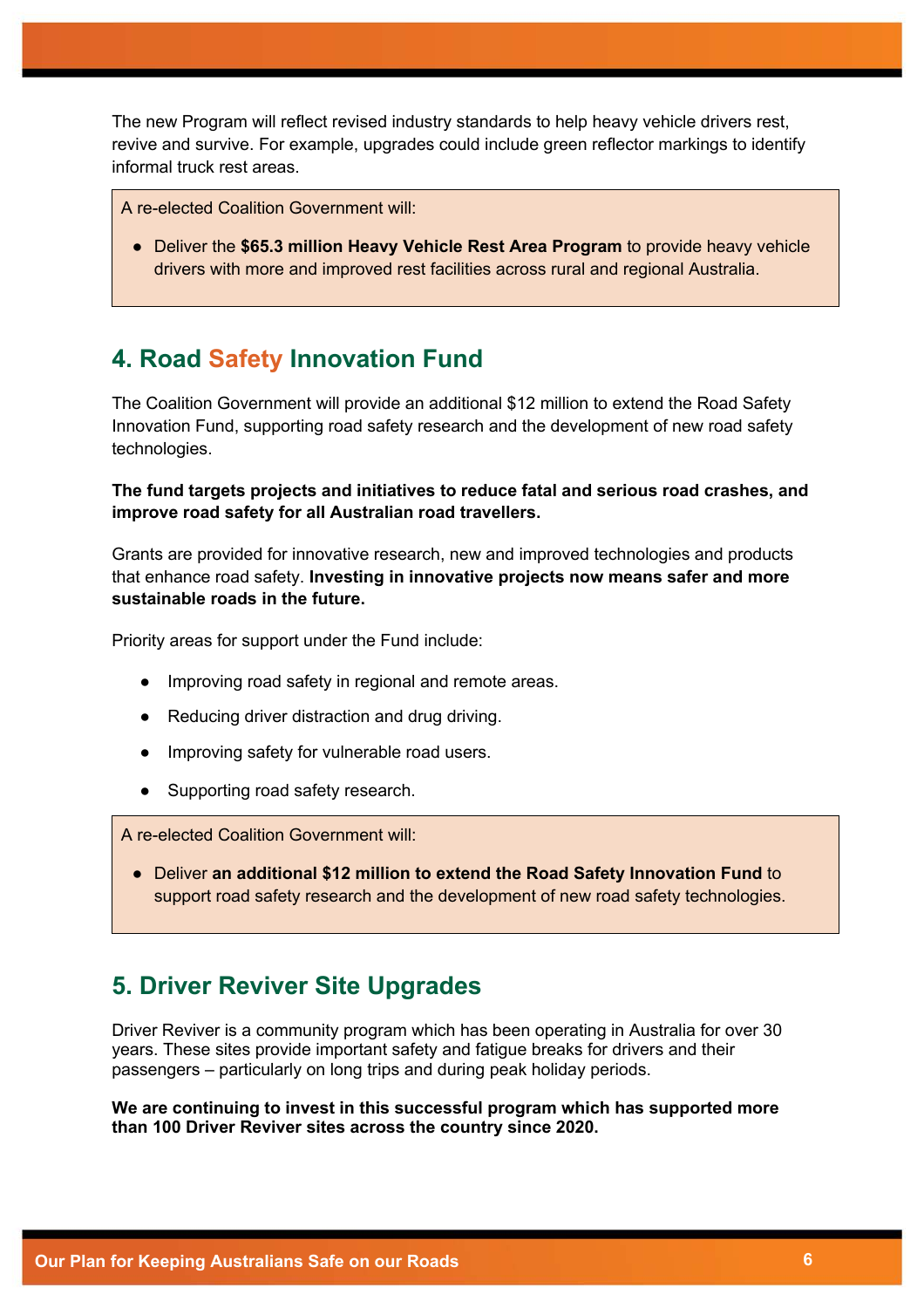The new Program will reflect revised industry standards to help heavy vehicle drivers rest, revive and survive. For example, upgrades could include green reflector markings to identify informal truck rest areas.

> A re-elected Coalition Government will:
>
> - Deliver the **$65.3 million Heavy Vehicle Rest Area Program** to provide heavy vehicle drivers with more and improved rest facilities across rural and regional Australia.

## 4. Road Safety Innovation Fund

The Coalition Government will provide an additional $12 million to extend the Road Safety Innovation Fund, supporting road safety research and the development of new road safety technologies.

**The fund targets projects and initiatives to reduce fatal and serious road crashes, and improve road safety for all Australian road travellers.**

Grants are provided for innovative research, new and improved technologies and products that enhance road safety. **Investing in innovative projects now means safer and more sustainable roads in the future.**

Priority areas for support under the Fund include:

- Improving road safety in regional and remote areas.
- Reducing driver distraction and drug driving.
- Improving safety for vulnerable road users.
- Supporting road safety research.

> A re-elected Coalition Government will:
>
> - Deliver **an additional $12 million to extend the Road Safety Innovation Fund** to support road safety research and the development of new road safety technologies.

## 5. Driver Reviver Site Upgrades

Driver Reviver is a community program which has been operating in Australia for over 30 years. These sites provide important safety and fatigue breaks for drivers and their passengers – particularly on long trips and during peak holiday periods.

**We are continuing to invest in this successful program which has supported more than 100 Driver Reviver sites across the country since 2020.**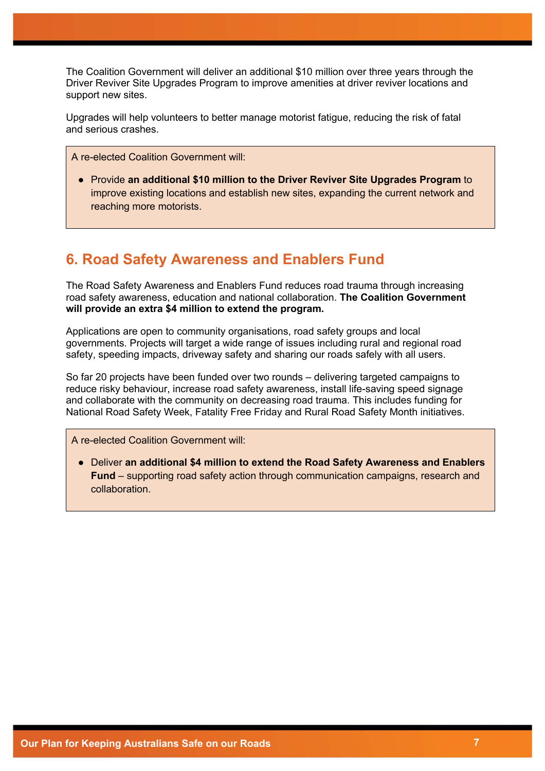The Coalition Government will deliver an additional $10 million over three years through the Driver Reviver Site Upgrades Program to improve amenities at driver reviver locations and support new sites.

Upgrades will help volunteers to better manage motorist fatigue, reducing the risk of fatal and serious crashes.

A re-elected Coalition Government will:

- Provide **an additional $10 million to the Driver Reviver Site Upgrades Program** to improve existing locations and establish new sites, expanding the current network and reaching more motorists.

## 6. Road Safety Awareness and Enablers Fund

The Road Safety Awareness and Enablers Fund reduces road trauma through increasing road safety awareness, education and national collaboration. **The Coalition Government will provide an extra $4 million to extend the program.**

Applications are open to community organisations, road safety groups and local governments. Projects will target a wide range of issues including rural and regional road safety, speeding impacts, driveway safety and sharing our roads safely with all users.

So far 20 projects have been funded over two rounds – delivering targeted campaigns to reduce risky behaviour, increase road safety awareness, install life-saving speed signage and collaborate with the community on decreasing road trauma. This includes funding for National Road Safety Week, Fatality Free Friday and Rural Road Safety Month initiatives.

A re-elected Coalition Government will:

- Deliver **an additional $4 million to extend the Road Safety Awareness and Enablers Fund** – supporting road safety action through communication campaigns, research and collaboration.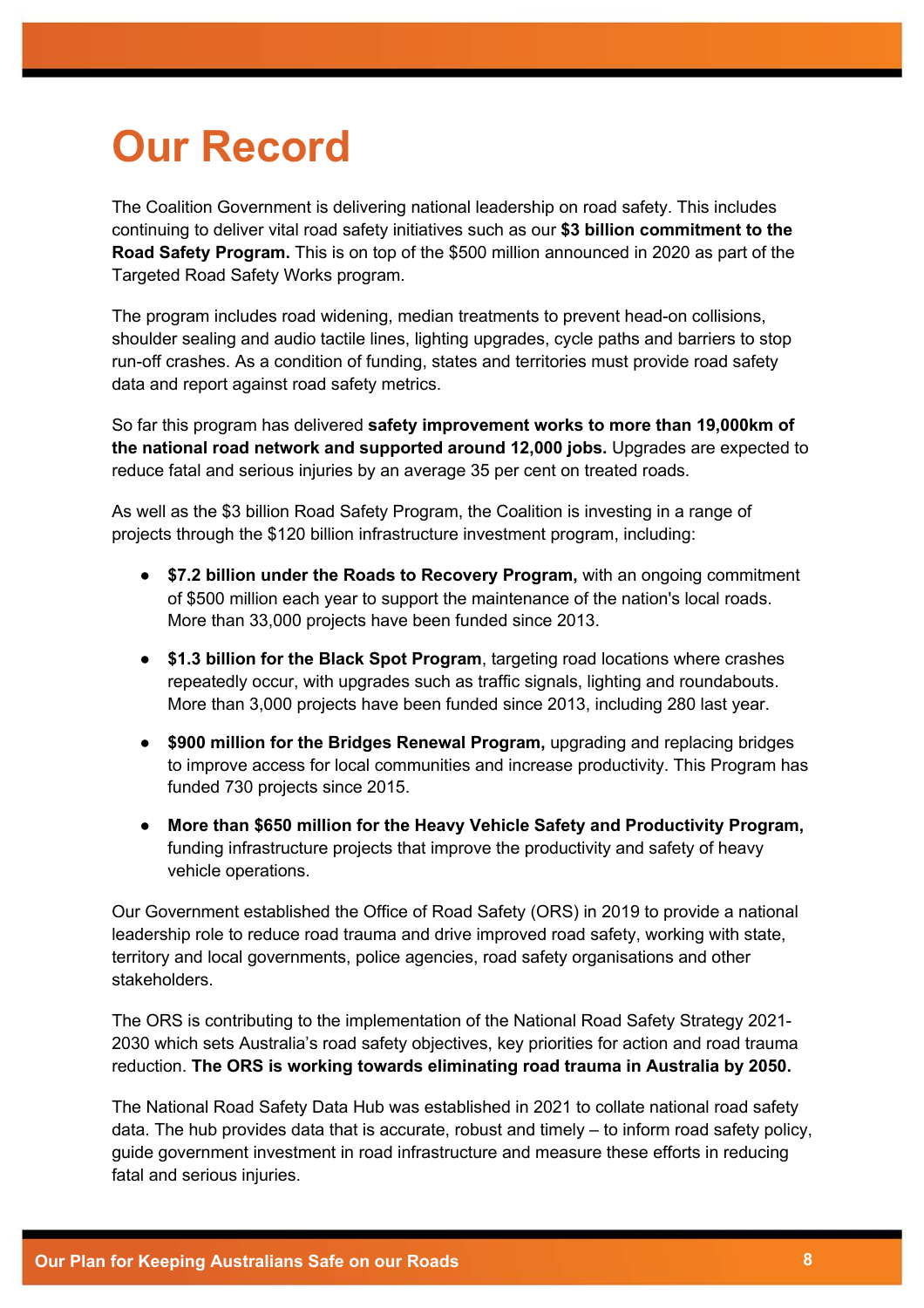# Our Record

The Coalition Government is delivering national leadership on road safety. This includes continuing to deliver vital road safety initiatives such as our **$3 billion commitment to the Road Safety Program.** This is on top of the $500 million announced in 2020 as part of the Targeted Road Safety Works program.

The program includes road widening, median treatments to prevent head-on collisions, shoulder sealing and audio tactile lines, lighting upgrades, cycle paths and barriers to stop run-off crashes. As a condition of funding, states and territories must provide road safety data and report against road safety metrics.

So far this program has delivered **safety improvement works to more than 19,000km of the national road network and supported around 12,000 jobs.** Upgrades are expected to reduce fatal and serious injuries by an average 35 per cent on treated roads.

As well as the $3 billion Road Safety Program, the Coalition is investing in a range of projects through the $120 billion infrastructure investment program, including:

- **$7.2 billion under the Roads to Recovery Program,** with an ongoing commitment of $500 million each year to support the maintenance of the nation's local roads. More than 33,000 projects have been funded since 2013.
- **$1.3 billion for the Black Spot Program**, targeting road locations where crashes repeatedly occur, with upgrades such as traffic signals, lighting and roundabouts. More than 3,000 projects have been funded since 2013, including 280 last year.
- **$900 million for the Bridges Renewal Program,** upgrading and replacing bridges to improve access for local communities and increase productivity. This Program has funded 730 projects since 2015.
- **More than $650 million for the Heavy Vehicle Safety and Productivity Program,** funding infrastructure projects that improve the productivity and safety of heavy vehicle operations.

Our Government established the Office of Road Safety (ORS) in 2019 to provide a national leadership role to reduce road trauma and drive improved road safety, working with state, territory and local governments, police agencies, road safety organisations and other stakeholders.

The ORS is contributing to the implementation of the National Road Safety Strategy 2021-2030 which sets Australia's road safety objectives, key priorities for action and road trauma reduction. **The ORS is working towards eliminating road trauma in Australia by 2050.**

The National Road Safety Data Hub was established in 2021 to collate national road safety data. The hub provides data that is accurate, robust and timely – to inform road safety policy, guide government investment in road infrastructure and measure these efforts in reducing fatal and serious injuries.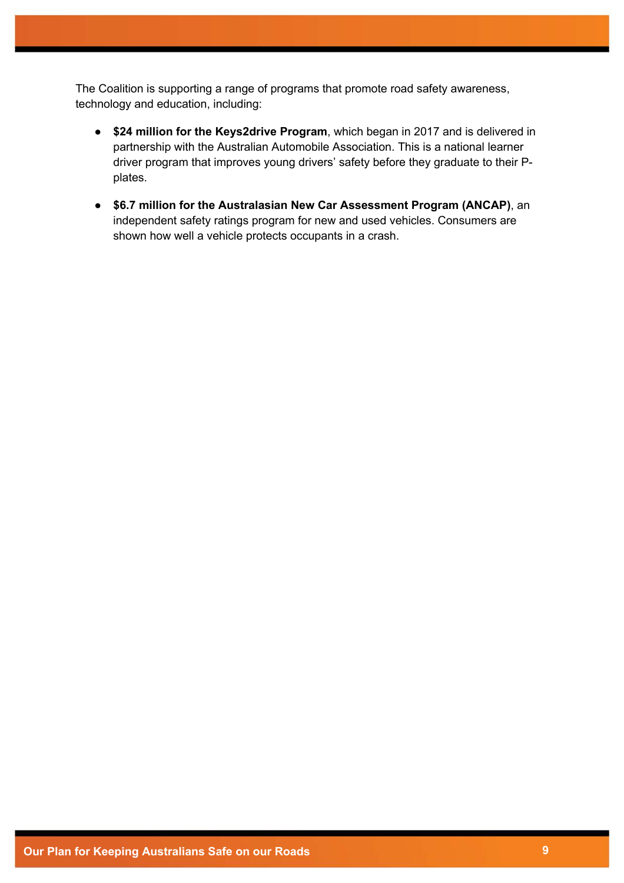The Coalition is supporting a range of programs that promote road safety awareness, technology and education, including:

- **$24 million for the Keys2drive Program**, which began in 2017 and is delivered in partnership with the Australian Automobile Association. This is a national learner driver program that improves young drivers' safety before they graduate to their P-plates.

- **$6.7 million for the Australasian New Car Assessment Program (ANCAP)**, an independent safety ratings program for new and used vehicles. Consumers are shown how well a vehicle protects occupants in a crash.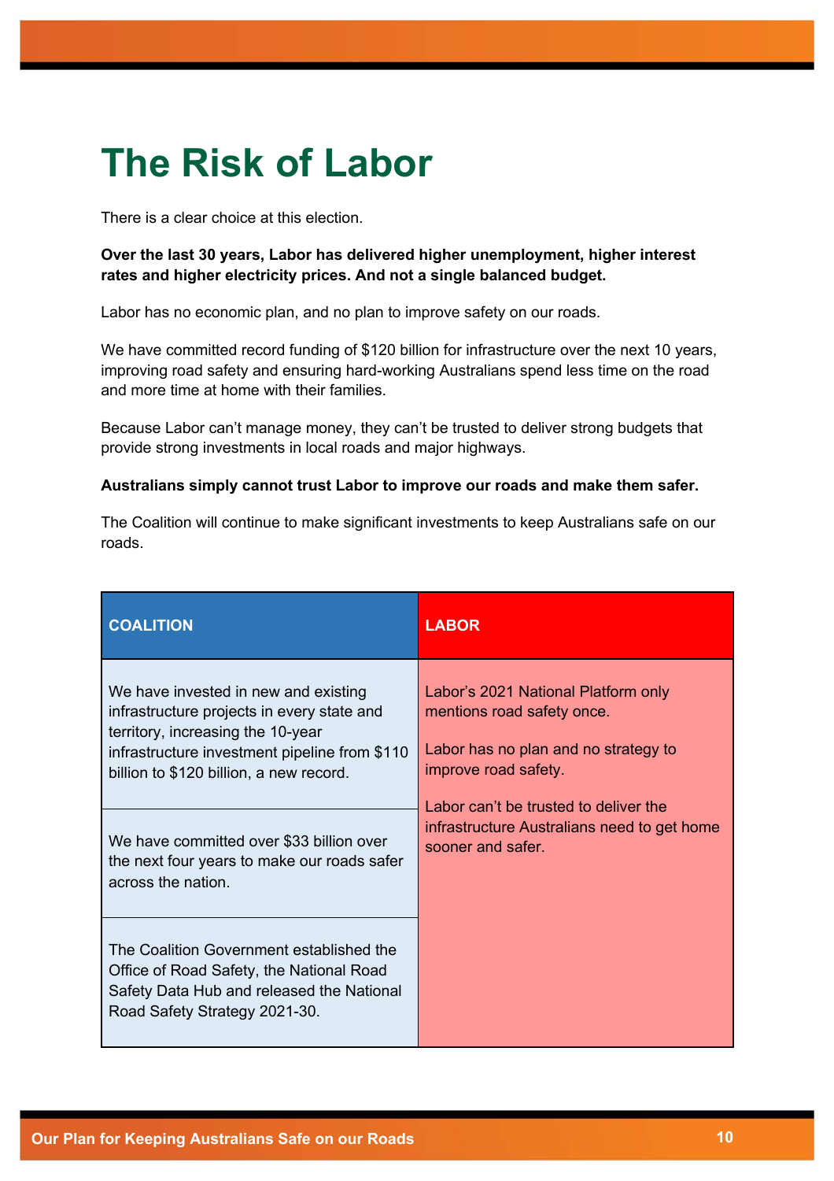# The Risk of Labor

There is a clear choice at this election.

**Over the last 30 years, Labor has delivered higher unemployment, higher interest rates and higher electricity prices. And not a single balanced budget.**

Labor has no economic plan, and no plan to improve safety on our roads.

We have committed record funding of $120 billion for infrastructure over the next 10 years, improving road safety and ensuring hard-working Australians spend less time on the road and more time at home with their families.

Because Labor can't manage money, they can't be trusted to deliver strong budgets that provide strong investments in local roads and major highways.

**Australians simply cannot trust Labor to improve our roads and make them safer.**

The Coalition will continue to make significant investments to keep Australians safe on our roads.

| COALITION | LABOR |
|---|---|
| We have invested in new and existing infrastructure projects in every state and territory, increasing the 10-year infrastructure investment pipeline from $110 billion to $120 billion, a new record. | Labor's 2021 National Platform only mentions road safety once.<br><br>Labor has no plan and no strategy to improve road safety.<br><br>Labor can't be trusted to deliver the infrastructure Australians need to get home sooner and safer. |
| We have committed over $33 billion over the next four years to make our roads safer across the nation. | |
| The Coalition Government established the Office of Road Safety, the National Road Safety Data Hub and released the National Road Safety Strategy 2021-30. | |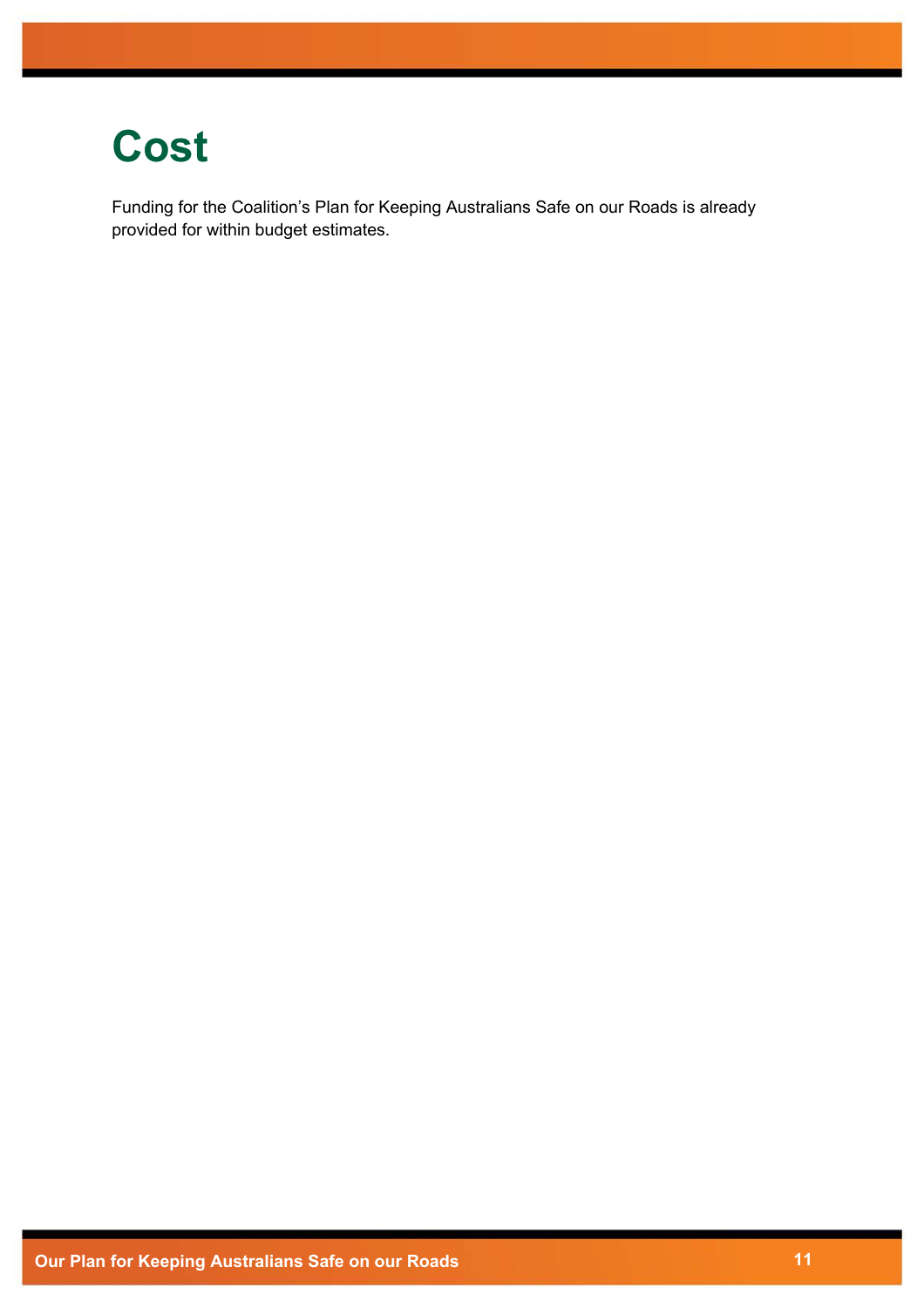# Cost

Funding for the Coalition's Plan for Keeping Australians Safe on our Roads is already provided for within budget estimates.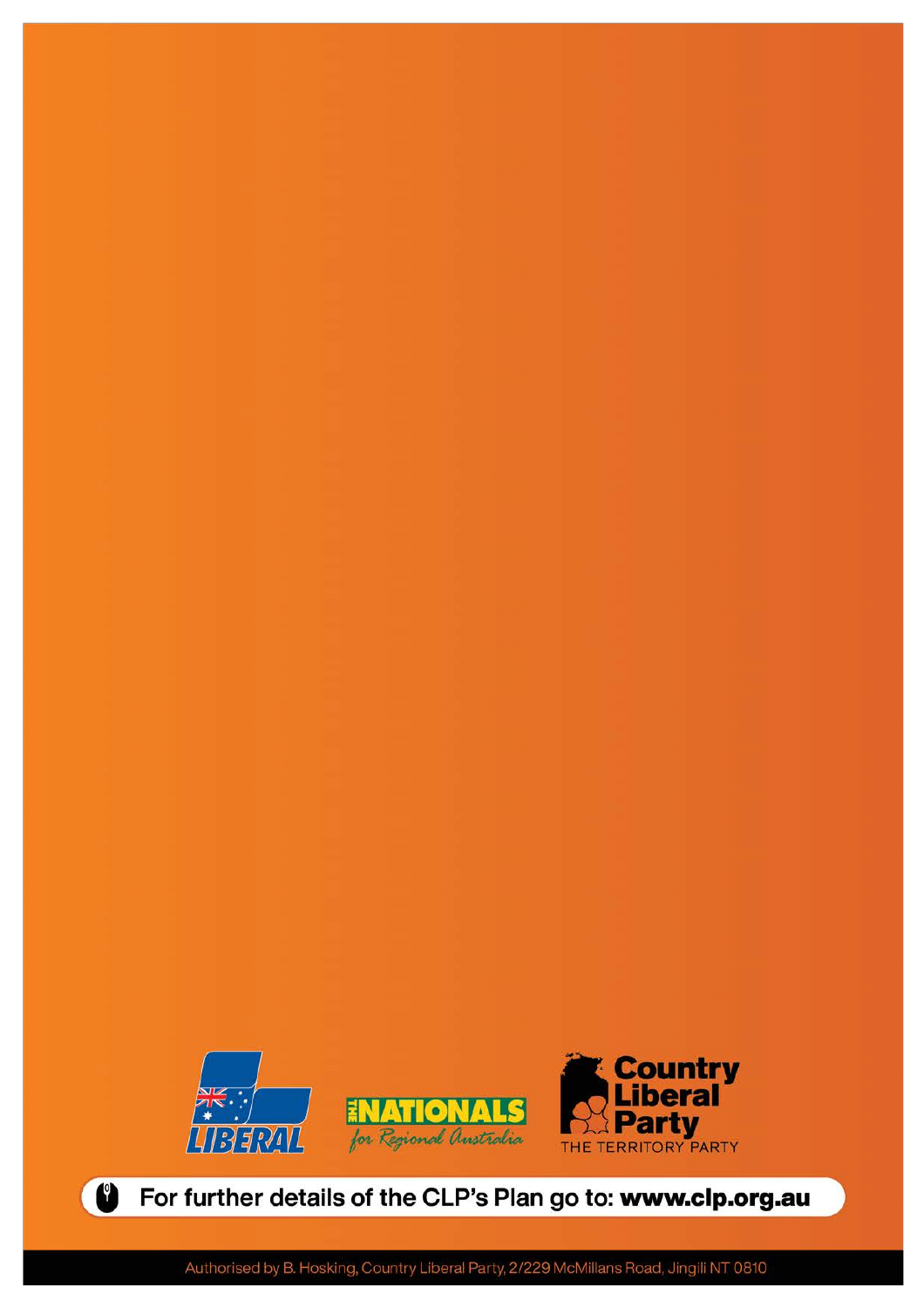LIBERAL

THE NATIONALS for Regional Australia

Country Liberal Party THE TERRITORY PARTY

For further details of the CLP's Plan go to: **www.clp.org.au**

Authorised by B. Hosking, Country Liberal Party, 2/229 McMillans Road, Jingili NT 0810